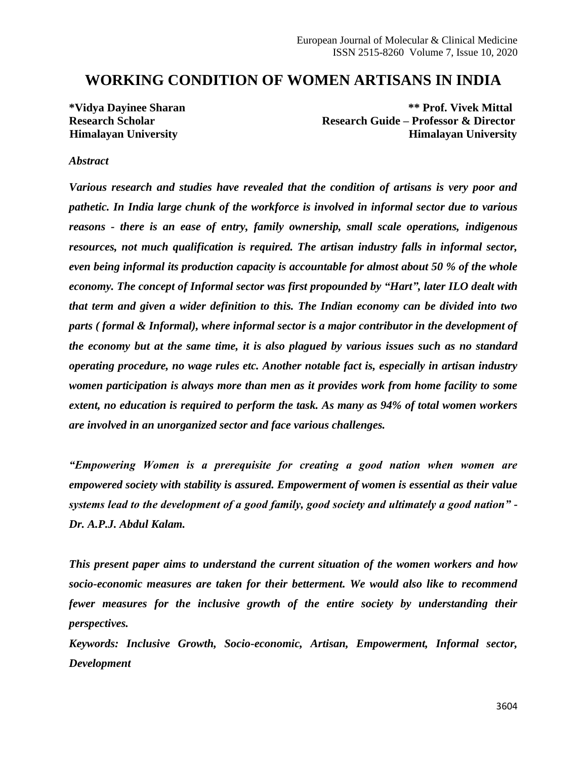# WORKING CONDITION OF WOMEN ARTISANS IN INDIA

**\*Vidya Dayinee Sharan**
**Research Scholar**
**Himalayan University**

**\*\* Prof. Vivek Mittal**
**Research Guide – Professor & Director**
**Himalayan University**

***Abstract***

***Various research and studies have revealed that the condition of artisans is very poor and pathetic. In India large chunk of the workforce is involved in informal sector due to various reasons - there is an ease of entry, family ownership, small scale operations, indigenous resources, not much qualification is required. The artisan industry falls in informal sector, even being informal its production capacity is accountable for almost about 50 % of the whole economy. The concept of Informal sector was first propounded by "Hart", later ILO dealt with that term and given a wider definition to this. The Indian economy can be divided into two parts ( formal & Informal), where informal sector is a major contributor in the development of the economy but at the same time, it is also plagued by various issues such as no standard operating procedure, no wage rules etc. Another notable fact is, especially in artisan industry women participation is always more than men as it provides work from home facility to some extent, no education is required to perform the task. As many as 94% of total women workers are involved in an unorganized sector and face various challenges.***

***"Empowering Women is a prerequisite for creating a good nation when women are empowered society with stability is assured. Empowerment of women is essential as their value systems lead to the development of a good family, good society and ultimately a good nation" - Dr. A.P.J. Abdul Kalam.***

***This present paper aims to understand the current situation of the women workers and how socio-economic measures are taken for their betterment. We would also like to recommend fewer measures for the inclusive growth of the entire society by understanding their perspectives.***

***Keywords: Inclusive Growth, Socio-economic, Artisan, Empowerment, Informal sector, Development***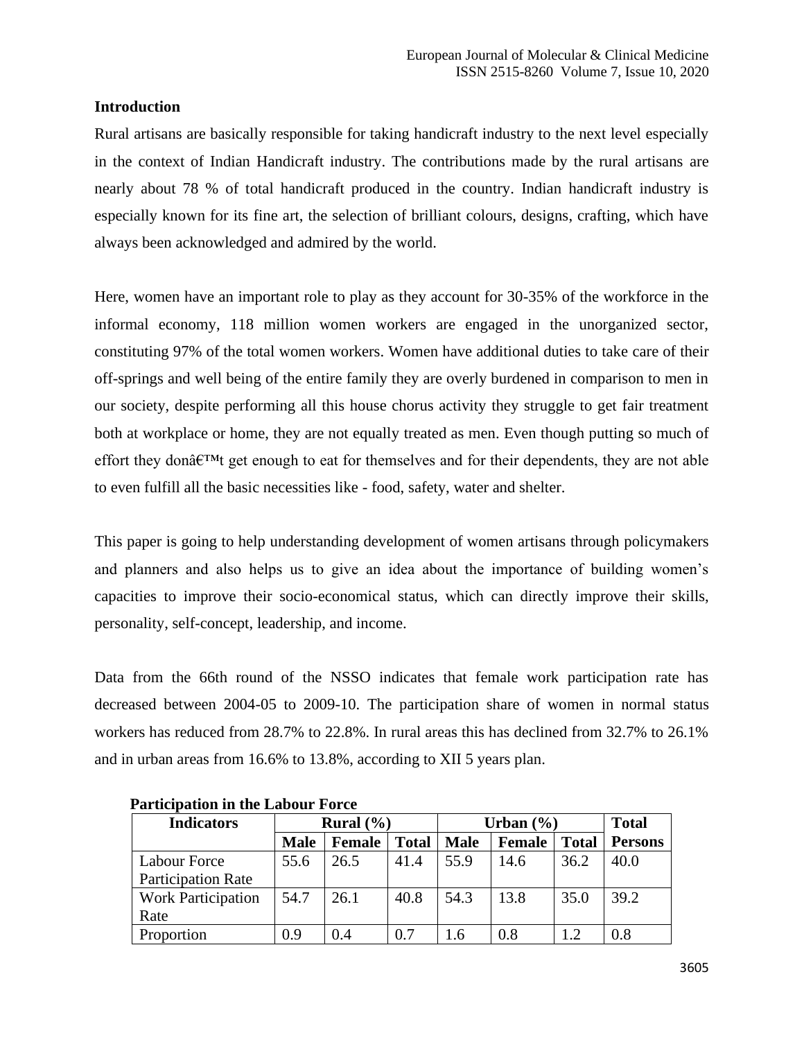## Introduction

Rural artisans are basically responsible for taking handicraft industry to the next level especially in the context of Indian Handicraft industry. The contributions made by the rural artisans are nearly about 78 % of total handicraft produced in the country. Indian handicraft industry is especially known for its fine art, the selection of brilliant colours, designs, crafting, which have always been acknowledged and admired by the world.

Here, women have an important role to play as they account for 30-35% of the workforce in the informal economy, 118 million women workers are engaged in the unorganized sector, constituting 97% of the total women workers. Women have additional duties to take care of their off-springs and well being of the entire family they are overly burdened in comparison to men in our society, despite performing all this house chorus activity they struggle to get fair treatment both at workplace or home, they are not equally treated as men. Even though putting so much of effort they donâ€™t get enough to eat for themselves and for their dependents, they are not able to even fulfill all the basic necessities like - food, safety, water and shelter.

This paper is going to help understanding development of women artisans through policymakers and planners and also helps us to give an idea about the importance of building women's capacities to improve their socio-economical status, which can directly improve their skills, personality, self-concept, leadership, and income.

Data from the 66th round of the NSSO indicates that female work participation rate has decreased between 2004-05 to 2009-10. The participation share of women in normal status workers has reduced from 28.7% to 22.8%. In rural areas this has declined from 32.7% to 26.1% and in urban areas from 16.6% to 13.8%, according to XII 5 years plan.

**Participation in the Labour Force**

| Indicators | Rural (%) | | | Urban (%) | | | Total |
|---|---|---|---|---|---|---|---|
| | **Male** | **Female** | **Total** | **Male** | **Female** | **Total** | **Persons** |
| Labour Force Participation Rate | 55.6 | 26.5 | 41.4 | 55.9 | 14.6 | 36.2 | 40.0 |
| Work Participation Rate | 54.7 | 26.1 | 40.8 | 54.3 | 13.8 | 35.0 | 39.2 |
| Proportion | 0.9 | 0.4 | 0.7 | 1.6 | 0.8 | 1.2 | 0.8 |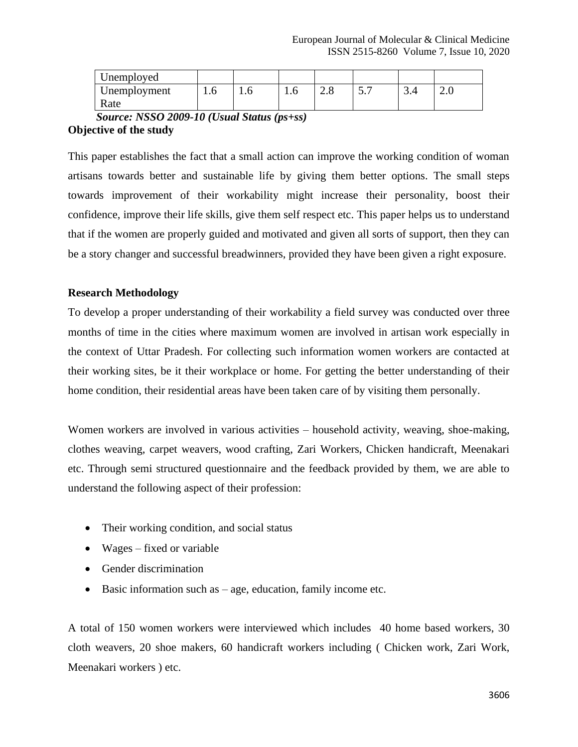| Unemployed | | | | | | | |
|---|---|---|---|---|---|---|---|
| Unemployment Rate | 1.6 | 1.6 | 1.6 | 2.8 | 5.7 | 3.4 | 2.0 |

***Source: NSSO 2009-10 (Usual Status (ps+ss)***

**Objective of the study**

This paper establishes the fact that a small action can improve the working condition of woman artisans towards better and sustainable life by giving them better options. The small steps towards improvement of their workability might increase their personality, boost their confidence, improve their life skills, give them self respect etc. This paper helps us to understand that if the women are properly guided and motivated and given all sorts of support, then they can be a story changer and successful breadwinners, provided they have been given a right exposure.

**Research Methodology**

To develop a proper understanding of their workability a field survey was conducted over three months of time in the cities where maximum women are involved in artisan work especially in the context of Uttar Pradesh. For collecting such information women workers are contacted at their working sites, be it their workplace or home. For getting the better understanding of their home condition, their residential areas have been taken care of by visiting them personally.

Women workers are involved in various activities – household activity, weaving, shoe-making, clothes weaving, carpet weavers, wood crafting, Zari Workers, Chicken handicraft, Meenakari etc. Through semi structured questionnaire and the feedback provided by them, we are able to understand the following aspect of their profession:

- Their working condition, and social status
- Wages – fixed or variable
- Gender discrimination
- Basic information such as – age, education, family income etc.

A total of 150 women workers were interviewed which includes 40 home based workers, 30 cloth weavers, 20 shoe makers, 60 handicraft workers including ( Chicken work, Zari Work, Meenakari workers ) etc.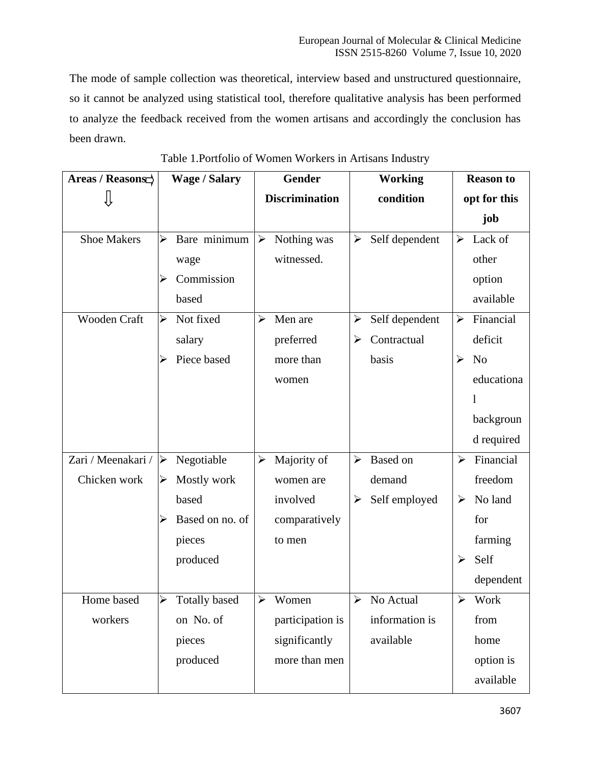The mode of sample collection was theoretical, interview based and unstructured questionnaire, so it cannot be analyzed using statistical tool, therefore qualitative analysis has been performed to analyze the feedback received from the women artisans and accordingly the conclusion has been drawn.

Table 1.Portfolio of Women Workers in Artisans Industry

| Areas / Reasons→ ⇓ | Wage / Salary | Gender Discrimination | Working condition | Reason to opt for this job |
|---|---|---|---|---|
| Shoe Makers | ➢ Bare minimum wage<br>➢ Commission based | ➢ Nothing was witnessed. | ➢ Self dependent | ➢ Lack of other option available |
| Wooden Craft | ➢ Not fixed salary<br>➢ Piece based | ➢ Men are preferred more than women | ➢ Self dependent<br>➢ Contractual basis | ➢ Financial deficit<br>➢ No educational background required |
| Zari / Meenakari / Chicken work | ➢ Negotiable<br>➢ Mostly work based<br>➢ Based on no. of pieces produced | ➢ Majority of women are involved comparatively to men | ➢ Based on demand<br>➢ Self employed | ➢ Financial freedom<br>➢ No land for farming<br>➢ Self dependent |
| Home based workers | ➢ Totally based on No. of pieces produced | ➢ Women participation is significantly more than men | ➢ No Actual information is available | ➢ Work from home option is available |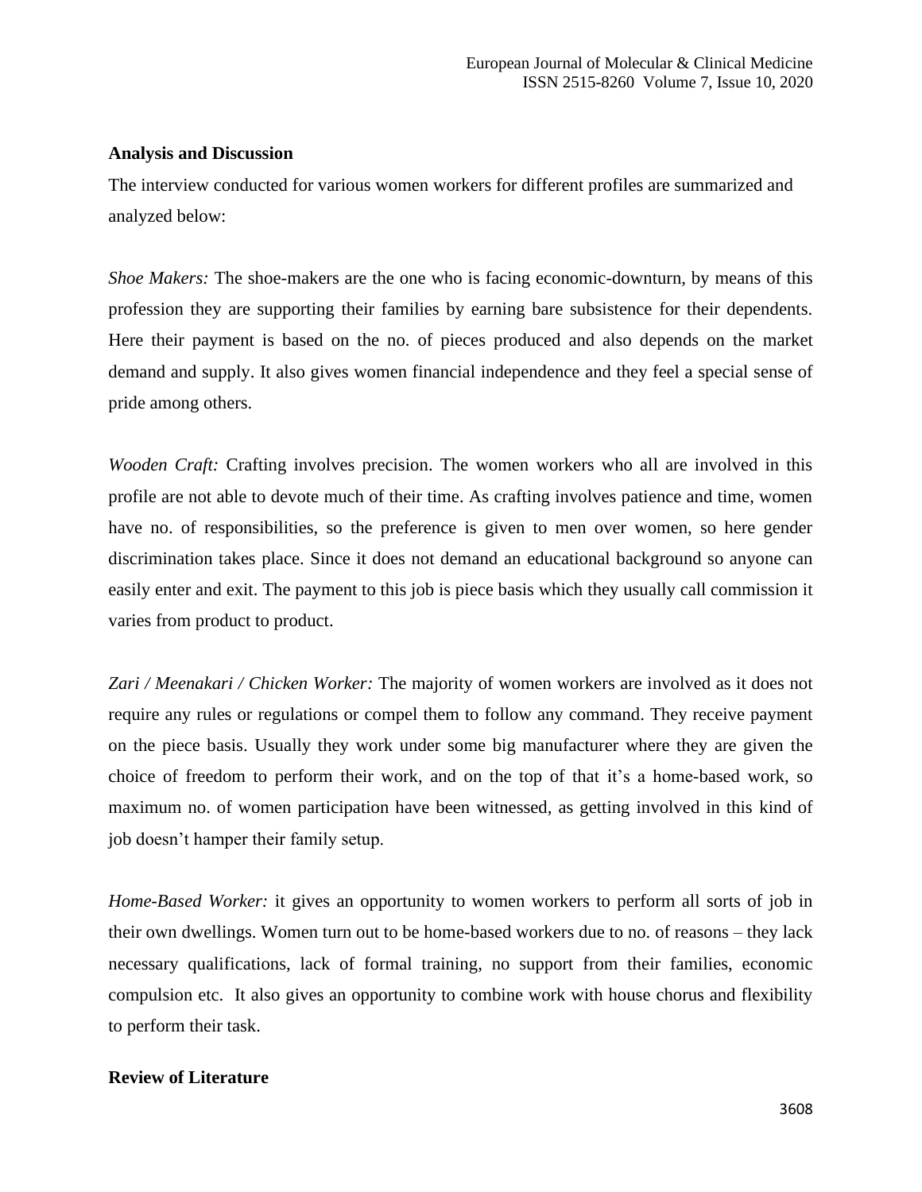**Analysis and Discussion**

The interview conducted for various women workers for different profiles are summarized and analyzed below:

*Shoe Makers:* The shoe-makers are the one who is facing economic-downturn, by means of this profession they are supporting their families by earning bare subsistence for their dependents. Here their payment is based on the no. of pieces produced and also depends on the market demand and supply. It also gives women financial independence and they feel a special sense of pride among others.

*Wooden Craft:* Crafting involves precision. The women workers who all are involved in this profile are not able to devote much of their time. As crafting involves patience and time, women have no. of responsibilities, so the preference is given to men over women, so here gender discrimination takes place. Since it does not demand an educational background so anyone can easily enter and exit. The payment to this job is piece basis which they usually call commission it varies from product to product.

*Zari / Meenakari / Chicken Worker:* The majority of women workers are involved as it does not require any rules or regulations or compel them to follow any command. They receive payment on the piece basis. Usually they work under some big manufacturer where they are given the choice of freedom to perform their work, and on the top of that it's a home-based work, so maximum no. of women participation have been witnessed, as getting involved in this kind of job doesn't hamper their family setup.

*Home-Based Worker:* it gives an opportunity to women workers to perform all sorts of job in their own dwellings. Women turn out to be home-based workers due to no. of reasons – they lack necessary qualifications, lack of formal training, no support from their families, economic compulsion etc. It also gives an opportunity to combine work with house chorus and flexibility to perform their task.

**Review of Literature**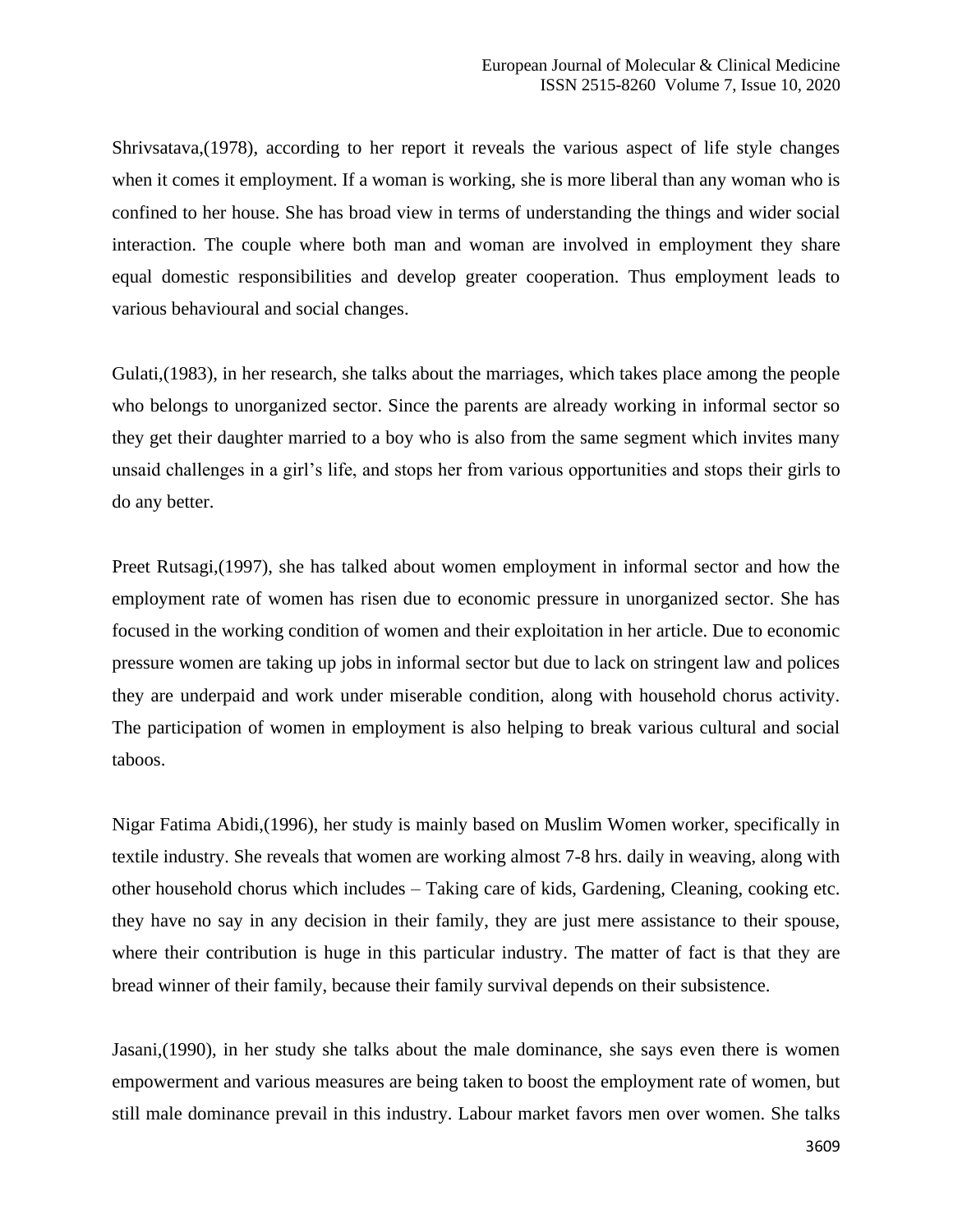Shrivsatava,(1978), according to her report it reveals the various aspect of life style changes when it comes it employment. If a woman is working, she is more liberal than any woman who is confined to her house. She has broad view in terms of understanding the things and wider social interaction. The couple where both man and woman are involved in employment they share equal domestic responsibilities and develop greater cooperation. Thus employment leads to various behavioural and social changes.

Gulati,(1983), in her research, she talks about the marriages, which takes place among the people who belongs to unorganized sector. Since the parents are already working in informal sector so they get their daughter married to a boy who is also from the same segment which invites many unsaid challenges in a girl's life, and stops her from various opportunities and stops their girls to do any better.

Preet Rutsagi,(1997), she has talked about women employment in informal sector and how the employment rate of women has risen due to economic pressure in unorganized sector. She has focused in the working condition of women and their exploitation in her article. Due to economic pressure women are taking up jobs in informal sector but due to lack on stringent law and polices they are underpaid and work under miserable condition, along with household chorus activity. The participation of women in employment is also helping to break various cultural and social taboos.

Nigar Fatima Abidi,(1996), her study is mainly based on Muslim Women worker, specifically in textile industry. She reveals that women are working almost 7-8 hrs. daily in weaving, along with other household chorus which includes – Taking care of kids, Gardening, Cleaning, cooking etc. they have no say in any decision in their family, they are just mere assistance to their spouse, where their contribution is huge in this particular industry. The matter of fact is that they are bread winner of their family, because their family survival depends on their subsistence.

Jasani,(1990), in her study she talks about the male dominance, she says even there is women empowerment and various measures are being taken to boost the employment rate of women, but still male dominance prevail in this industry. Labour market favors men over women. She talks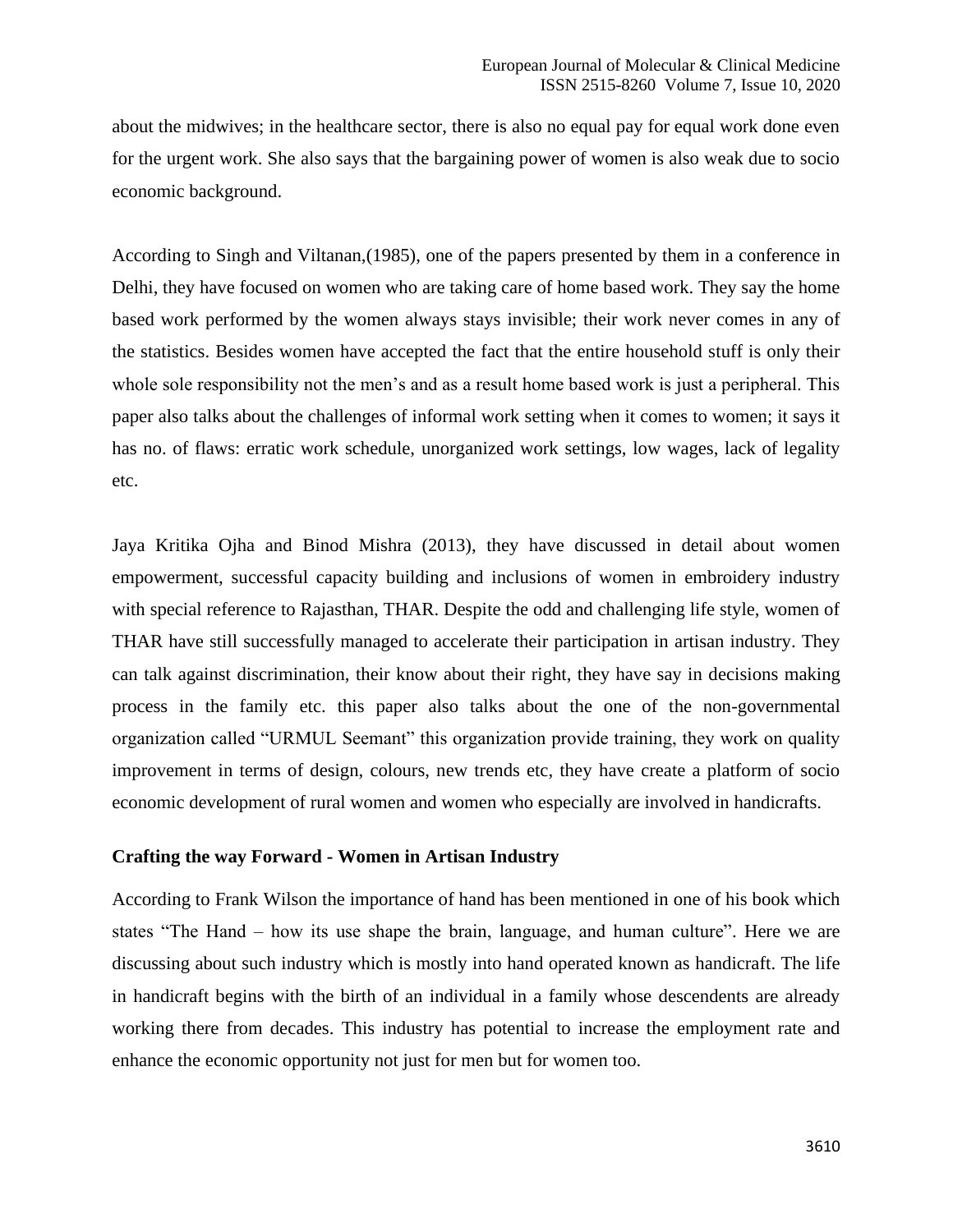about the midwives; in the healthcare sector, there is also no equal pay for equal work done even for the urgent work. She also says that the bargaining power of women is also weak due to socio economic background.

According to Singh and Viltanan,(1985), one of the papers presented by them in a conference in Delhi, they have focused on women who are taking care of home based work. They say the home based work performed by the women always stays invisible; their work never comes in any of the statistics. Besides women have accepted the fact that the entire household stuff is only their whole sole responsibility not the men's and as a result home based work is just a peripheral. This paper also talks about the challenges of informal work setting when it comes to women; it says it has no. of flaws: erratic work schedule, unorganized work settings, low wages, lack of legality etc.

Jaya Kritika Ojha and Binod Mishra (2013), they have discussed in detail about women empowerment, successful capacity building and inclusions of women in embroidery industry with special reference to Rajasthan, THAR. Despite the odd and challenging life style, women of THAR have still successfully managed to accelerate their participation in artisan industry. They can talk against discrimination, their know about their right, they have say in decisions making process in the family etc. this paper also talks about the one of the non-governmental organization called "URMUL Seemant" this organization provide training, they work on quality improvement in terms of design, colours, new trends etc, they have create a platform of socio economic development of rural women and women who especially are involved in handicrafts.

**Crafting the way Forward - Women in Artisan Industry**

According to Frank Wilson the importance of hand has been mentioned in one of his book which states "The Hand – how its use shape the brain, language, and human culture". Here we are discussing about such industry which is mostly into hand operated known as handicraft. The life in handicraft begins with the birth of an individual in a family whose descendents are already working there from decades. This industry has potential to increase the employment rate and enhance the economic opportunity not just for men but for women too.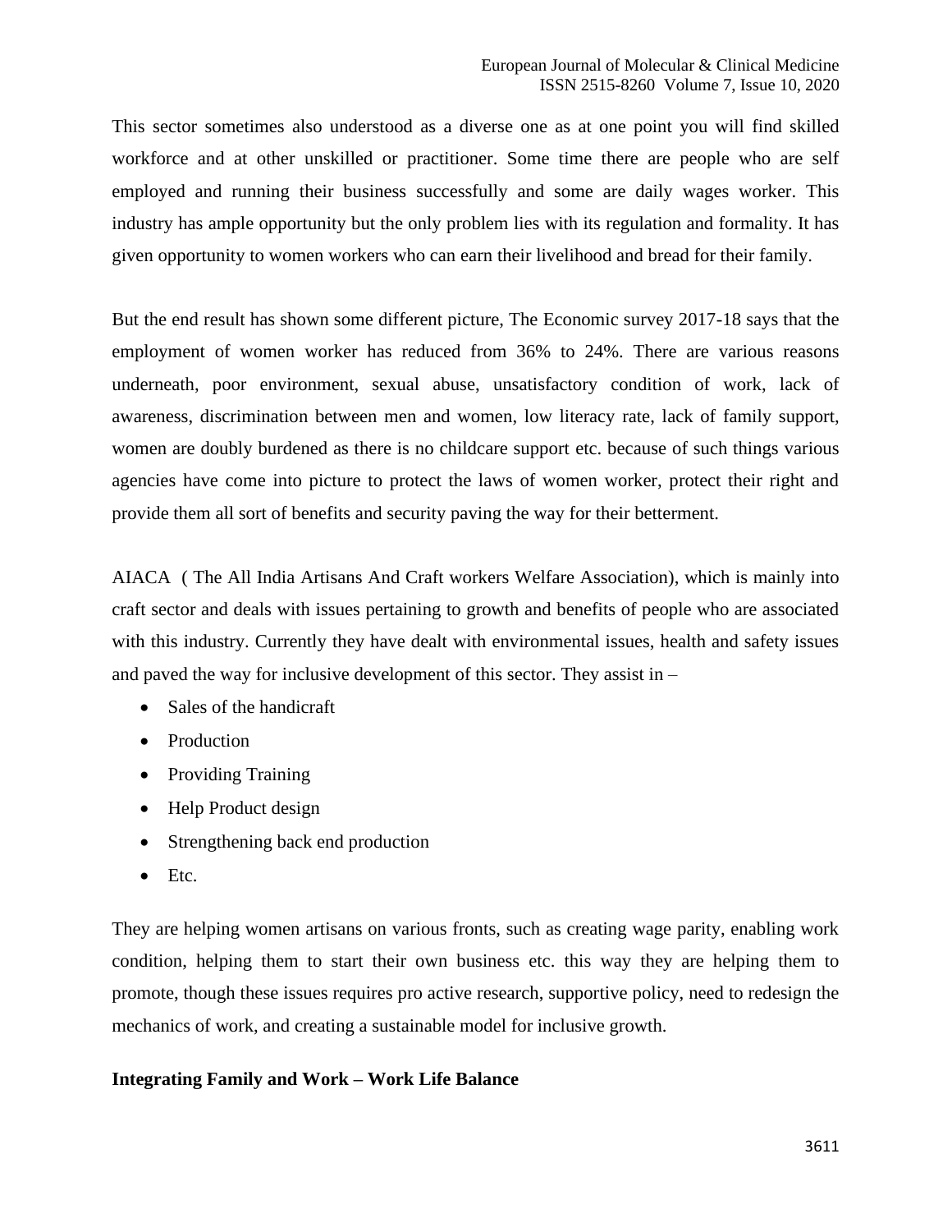This sector sometimes also understood as a diverse one as at one point you will find skilled workforce and at other unskilled or practitioner. Some time there are people who are self employed and running their business successfully and some are daily wages worker. This industry has ample opportunity but the only problem lies with its regulation and formality. It has given opportunity to women workers who can earn their livelihood and bread for their family.

But the end result has shown some different picture, The Economic survey 2017-18 says that the employment of women worker has reduced from 36% to 24%. There are various reasons underneath, poor environment, sexual abuse, unsatisfactory condition of work, lack of awareness, discrimination between men and women, low literacy rate, lack of family support, women are doubly burdened as there is no childcare support etc. because of such things various agencies have come into picture to protect the laws of women worker, protect their right and provide them all sort of benefits and security paving the way for their betterment.

AIACA ( The All India Artisans And Craft workers Welfare Association), which is mainly into craft sector and deals with issues pertaining to growth and benefits of people who are associated with this industry. Currently they have dealt with environmental issues, health and safety issues and paved the way for inclusive development of this sector. They assist in –

- Sales of the handicraft
- Production
- Providing Training
- Help Product design
- Strengthening back end production
- Etc.

They are helping women artisans on various fronts, such as creating wage parity, enabling work condition, helping them to start their own business etc. this way they are helping them to promote, though these issues requires pro active research, supportive policy, need to redesign the mechanics of work, and creating a sustainable model for inclusive growth.

**Integrating Family and Work – Work Life Balance**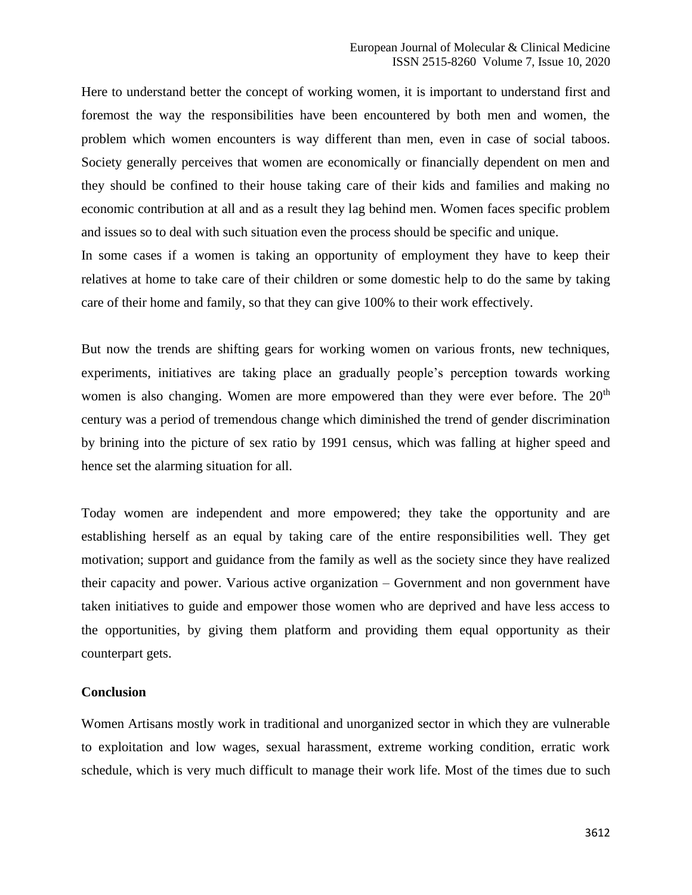Here to understand better the concept of working women, it is important to understand first and foremost the way the responsibilities have been encountered by both men and women, the problem which women encounters is way different than men, even in case of social taboos. Society generally perceives that women are economically or financially dependent on men and they should be confined to their house taking care of their kids and families and making no economic contribution at all and as a result they lag behind men. Women faces specific problem and issues so to deal with such situation even the process should be specific and unique.

In some cases if a women is taking an opportunity of employment they have to keep their relatives at home to take care of their children or some domestic help to do the same by taking care of their home and family, so that they can give 100% to their work effectively.

But now the trends are shifting gears for working women on various fronts, new techniques, experiments, initiatives are taking place an gradually people's perception towards working women is also changing. Women are more empowered than they were ever before. The 20$^{th}$ century was a period of tremendous change which diminished the trend of gender discrimination by brining into the picture of sex ratio by 1991 census, which was falling at higher speed and hence set the alarming situation for all.

Today women are independent and more empowered; they take the opportunity and are establishing herself as an equal by taking care of the entire responsibilities well. They get motivation; support and guidance from the family as well as the society since they have realized their capacity and power. Various active organization – Government and non government have taken initiatives to guide and empower those women who are deprived and have less access to the opportunities, by giving them platform and providing them equal opportunity as their counterpart gets.

## Conclusion

Women Artisans mostly work in traditional and unorganized sector in which they are vulnerable to exploitation and low wages, sexual harassment, extreme working condition, erratic work schedule, which is very much difficult to manage their work life. Most of the times due to such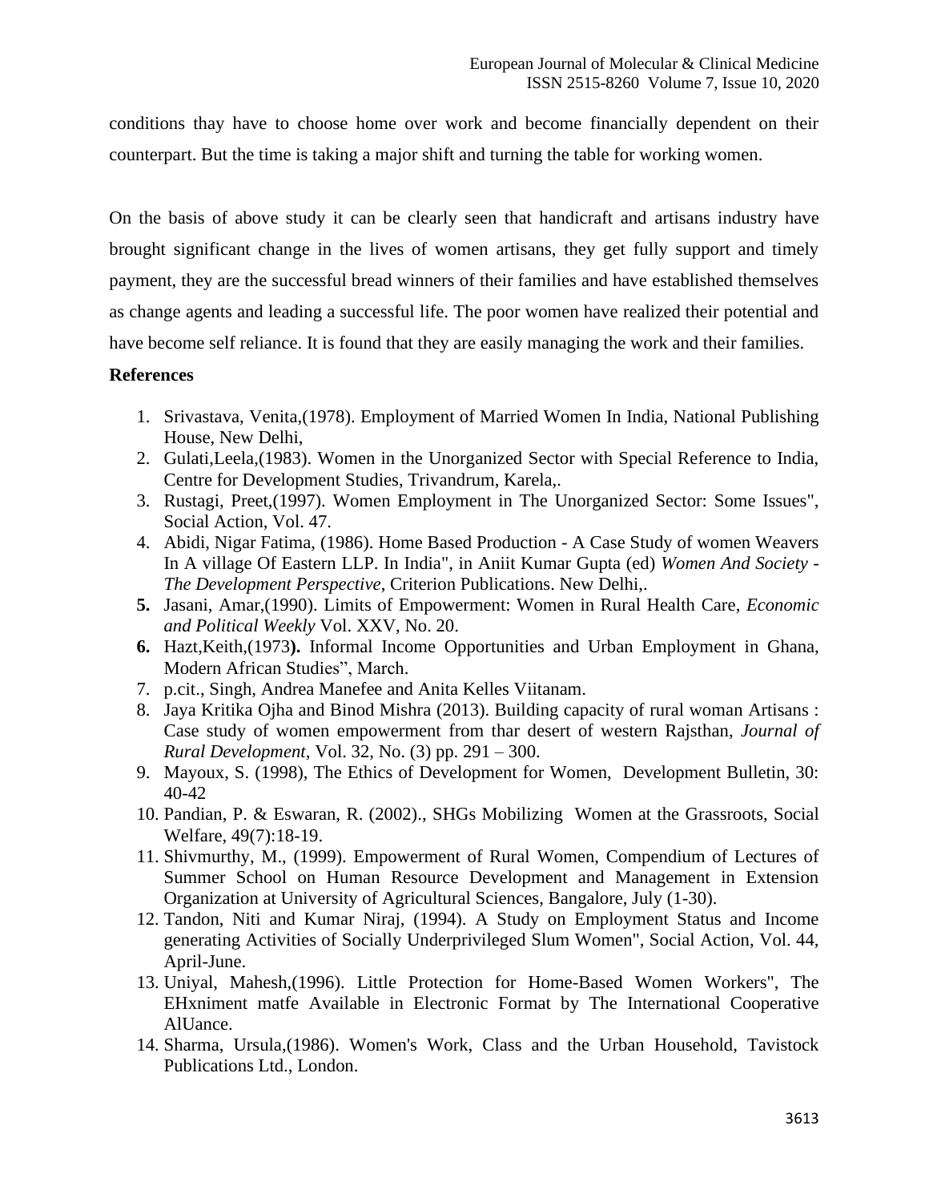conditions thay have to choose home over work and become financially dependent on their counterpart. But the time is taking a major shift and turning the table for working women.

On the basis of above study it can be clearly seen that handicraft and artisans industry have brought significant change in the lives of women artisans, they get fully support and timely payment, they are the successful bread winners of their families and have established themselves as change agents and leading a successful life. The poor women have realized their potential and have become self reliance. It is found that they are easily managing the work and their families.

**References**

1. Srivastava, Venita,(1978). Employment of Married Women In India, National Publishing House, New Delhi,
2. Gulati,Leela,(1983). Women in the Unorganized Sector with Special Reference to India, Centre for Development Studies, Trivandrum, Karela,.
3. Rustagi, Preet,(1997). Women Employment in The Unorganized Sector: Some Issues", Social Action, Vol. 47.
4. Abidi, Nigar Fatima, (1986). Home Based Production - A Case Study of women Weavers In A village Of Eastern LLP. In India", in Aniit Kumar Gupta (ed) *Women And Society - The Development Perspective*, Criterion Publications. New Delhi,.
5. Jasani, Amar,(1990). Limits of Empowerment: Women in Rural Health Care, *Economic and Political Weekly* Vol. XXV, No. 20.
6. Hazt,Keith,(1973**).** Informal Income Opportunities and Urban Employment in Ghana, Modern African Studies", March.
7. p.cit., Singh, Andrea Manefee and Anita Kelles Viitanam.
8. Jaya Kritika Ojha and Binod Mishra (2013). Building capacity of rural woman Artisans : Case study of women empowerment from thar desert of western Rajsthan, *Journal of Rural Development*, Vol. 32, No. (3) pp. 291 – 300.
9. Mayoux, S. (1998), The Ethics of Development for Women, Development Bulletin, 30: 40-42
10. Pandian, P. & Eswaran, R. (2002)., SHGs Mobilizing Women at the Grassroots, Social Welfare, 49(7):18-19.
11. Shivmurthy, M., (1999). Empowerment of Rural Women, Compendium of Lectures of Summer School on Human Resource Development and Management in Extension Organization at University of Agricultural Sciences, Bangalore, July (1-30).
12. Tandon, Niti and Kumar Niraj, (1994). A Study on Employment Status and Income generating Activities of Socially Underprivileged Slum Women", Social Action, Vol. 44, April-June.
13. Uniyal, Mahesh,(1996). Little Protection for Home-Based Women Workers", The EHxniment matfe Available in Electronic Format by The International Cooperative AlUance.
14. Sharma, Ursula,(1986). Women's Work, Class and the Urban Household, Tavistock Publications Ltd., London.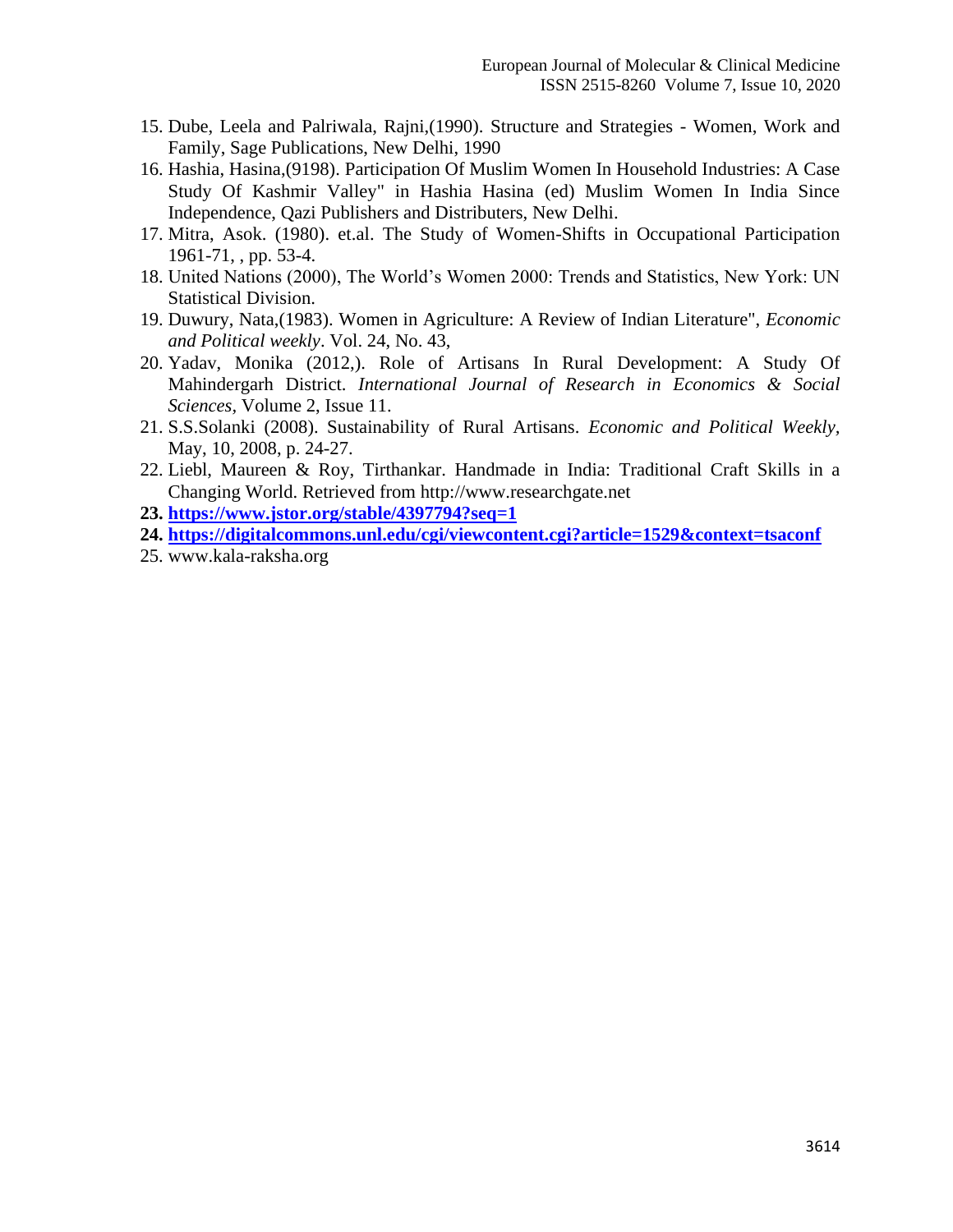15. Dube, Leela and Palriwala, Rajni,(1990). Structure and Strategies - Women, Work and Family, Sage Publications, New Delhi, 1990
16. Hashia, Hasina,(9198). Participation Of Muslim Women In Household Industries: A Case Study Of Kashmir Valley" in Hashia Hasina (ed) Muslim Women In India Since Independence, Qazi Publishers and Distributers, New Delhi.
17. Mitra, Asok. (1980). et.al. The Study of Women-Shifts in Occupational Participation 1961-71, , pp. 53-4.
18. United Nations (2000), The World's Women 2000: Trends and Statistics, New York: UN Statistical Division.
19. Duwury, Nata,(1983). Women in Agriculture: A Review of Indian Literature", *Economic and Political weekly*. Vol. 24, No. 43,
20. Yadav, Monika (2012,). Role of Artisans In Rural Development: A Study Of Mahindergarh District. *International Journal of Research in Economics & Social Sciences*, Volume 2, Issue 11.
21. S.S.Solanki (2008). Sustainability of Rural Artisans. *Economic and Political Weekly*, May, 10, 2008, p. 24-27.
22. Liebl, Maureen & Roy, Tirthankar. Handmade in India: Traditional Craft Skills in a Changing World. Retrieved from http://www.researchgate.net
23. **https://www.jstor.org/stable/4397794?seq=1**
24. **https://digitalcommons.unl.edu/cgi/viewcontent.cgi?article=1529&context=tsaconf**
25. www.kala-raksha.org